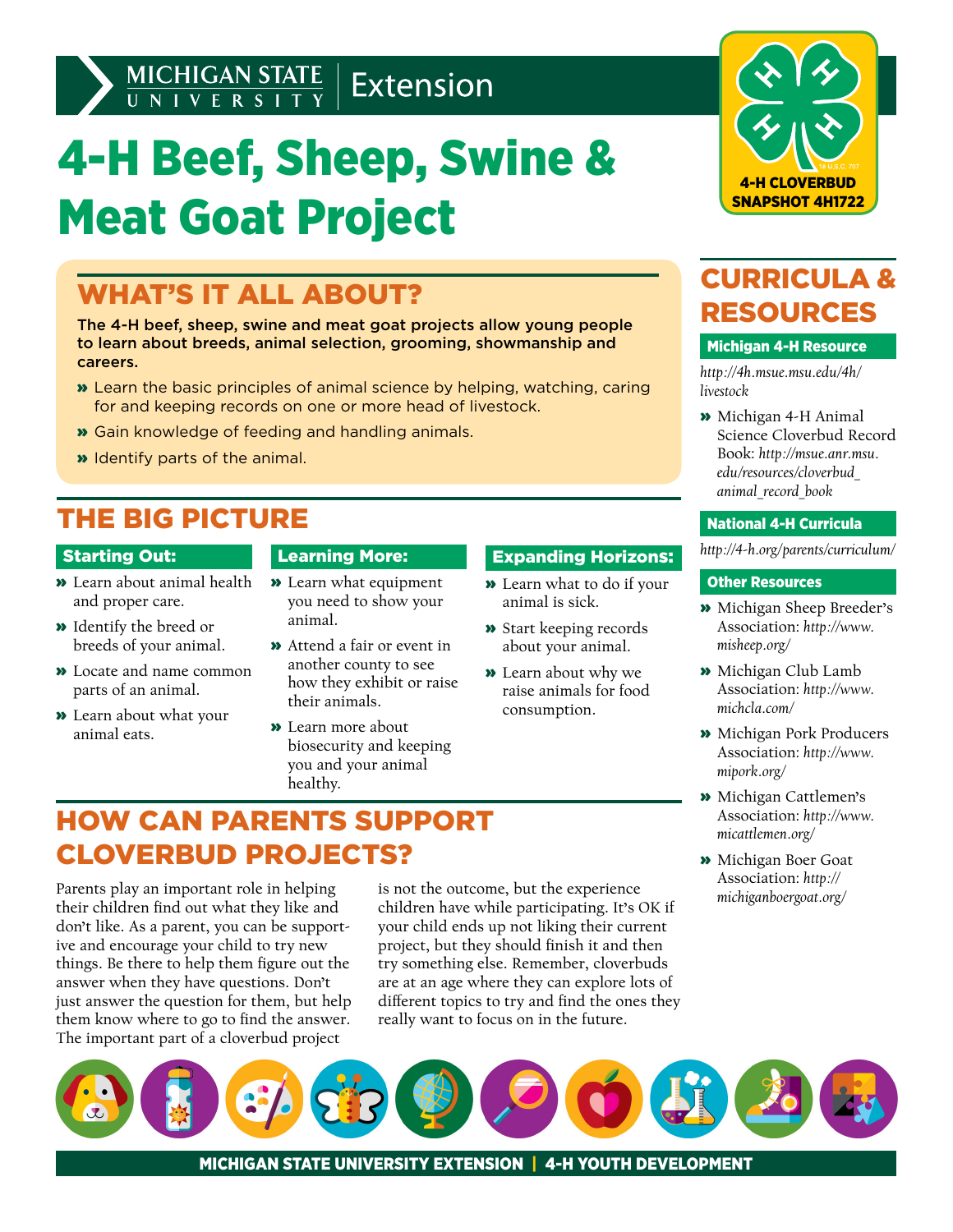Michigan State University Extension

# 4-H Beef, Sheep, Swine & Meat Goat Project

4-H CLOVERBUD SNAPSHOT 4H1722

## WHAT'S IT ALL ABOUT?

**The 4-H beef, sheep, swine and meat goat projects allow young people to learn about breeds, animal selection, grooming, showmanship and careers.**

- Learn the basic principles of animal science by helping, watching, caring for and keeping records on one or more head of livestock.
- Gain knowledge of feeding and handling animals.
- Identify parts of the animal.

## THE BIG PICTURE

### Starting Out:

- Learn about animal health and proper care.
- Identify the breed or breeds of your animal.
- Locate and name common parts of an animal.
- Learn about what your animal eats.

### Learning More:

- Learn what equipment you need to show your animal.
- Attend a fair or event in another county to see how they exhibit or raise their animals.
- Learn more about biosecurity and keeping you and your animal healthy.

### Expanding Horizons:

- Learn what to do if your animal is sick.
- Start keeping records about your animal.
- Learn about why we raise animals for food consumption.

## HOW CAN PARENTS SUPPORT CLOVERBUD PROJECTS?

Parents play an important role in helping their children find out what they like and don't like. As a parent, you can be supportive and encourage your child to try new things. Be there to help them figure out the answer when they have questions. Don't just answer the question for them, but help them know where to go to find the answer. The important part of a cloverbud project is not the outcome, but the experience children have while participating. It's OK if your child ends up not liking their current project, but they should finish it and then try something else. Remember, cloverbuds are at an age where they can explore lots of different topics to try and find the ones they really want to focus on in the future.

## CURRICULA & RESOURCES

### Michigan 4-H Resource

*http://4h.msue.msu.edu/4h/livestock*

- Michigan 4-H Animal Science Cloverbud Record Book: *http://msue.anr.msu.edu/resources/cloverbud_animal_record_book*

### National 4-H Curricula

*http://4-h.org/parents/curriculum/*

### Other Resources

- Michigan Sheep Breeder's Association: *http://www.misheep.org/*
- Michigan Club Lamb Association: *http://www.michcla.com/*
- Michigan Pork Producers Association: *http://www.mipork.org/*
- Michigan Cattlemen's Association: *http://www.micattlemen.org/*
- Michigan Boer Goat Association: *http://michiganboergoat.org/*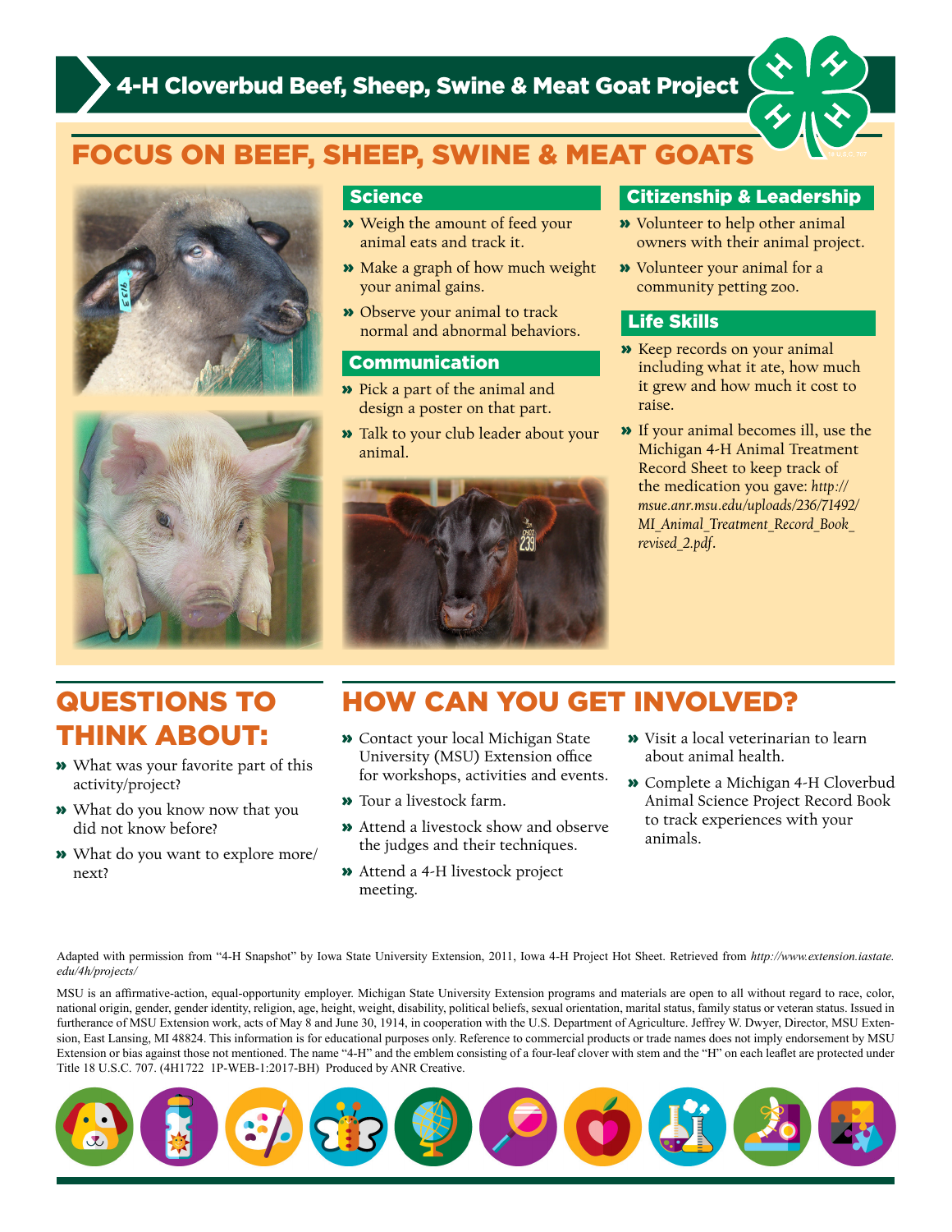# 4-H Cloverbud Beef, Sheep, Swine & Meat Goat Project

## FOCUS ON BEEF, SHEEP, SWINE & MEAT GOATS

### Science

- Weigh the amount of feed your animal eats and track it.
- Make a graph of how much weight your animal gains.
- Observe your animal to track normal and abnormal behaviors.

### Communication

- Pick a part of the animal and design a poster on that part.
- Talk to your club leader about your animal.

### Citizenship & Leadership

- Volunteer to help other animal owners with their animal project.
- Volunteer your animal for a community petting zoo.

### Life Skills

- Keep records on your animal including what it ate, how much it grew and how much it cost to raise.
- If your animal becomes ill, use the Michigan 4-H Animal Treatment Record Sheet to keep track of the medication you gave: *http://msue.anr.msu.edu/uploads/236/71492/MI_Animal_Treatment_Record_Book_revised_2.pdf*.

## QUESTIONS TO THINK ABOUT:

- What was your favorite part of this activity/project?
- What do you know now that you did not know before?
- What do you want to explore more/next?

## HOW CAN YOU GET INVOLVED?

- Contact your local Michigan State University (MSU) Extension office for workshops, activities and events.
- Tour a livestock farm.
- Attend a livestock show and observe the judges and their techniques.
- Attend a 4-H livestock project meeting.
- Visit a local veterinarian to learn about animal health.
- Complete a Michigan 4-H Cloverbud Animal Science Project Record Book to track experiences with your animals.

Adapted with permission from "4-H Snapshot" by Iowa State University Extension, 2011, Iowa 4-H Project Hot Sheet. Retrieved from *http://www.extension.iastate.edu/4h/projects/*

MSU is an affirmative-action, equal-opportunity employer. Michigan State University Extension programs and materials are open to all without regard to race, color, national origin, gender, gender identity, religion, age, height, weight, disability, political beliefs, sexual orientation, marital status, family status or veteran status. Issued in furtherance of MSU Extension work, acts of May 8 and June 30, 1914, in cooperation with the U.S. Department of Agriculture. Jeffrey W. Dwyer, Director, MSU Extension, East Lansing, MI 48824. This information is for educational purposes only. Reference to commercial products or trade names does not imply endorsement by MSU Extension or bias against those not mentioned. The name "4-H" and the emblem consisting of a four-leaf clover with stem and the "H" on each leaflet are protected under Title 18 U.S.C. 707. (4H1722 1P-WEB-1:2017-BH) Produced by ANR Creative.